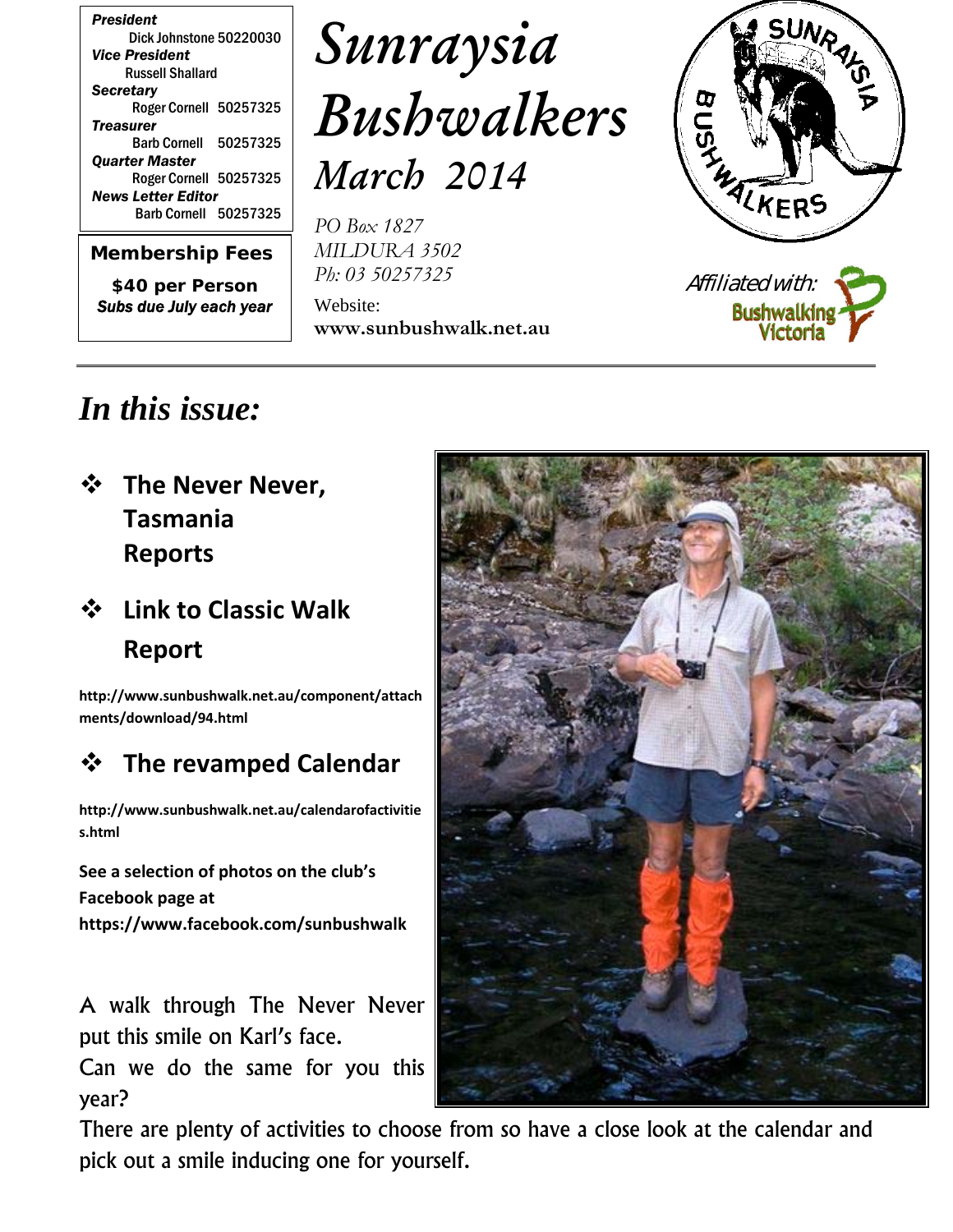*President*
Dick Johnstone 50220030
*Vice President*
Russell Shallard
*Secretary*
Roger Cornell 50257325
*Treasurer*
Barb Cornell 50257325
*Quarter Master*
Roger Cornell 50257325
*News Letter Editor*
Barb Cornell 50257325

**Membership Fees**

**$40 per Person**
***Subs due July each year***

# *Sunraysia Bushwalkers*

## *March 2014*

*PO Box 1827*
*MILDURA 3502*
*Ph: 03 50257325*

Website:
**www.sunbushwalk.net.au**

*Affiliated with:* Bushwalking Victoria

## *In this issue:*

- **The Never Never, Tasmania Reports**
- **Link to Classic Walk Report**

**http://www.sunbushwalk.net.au/component/attachments/download/94.html**

- **The revamped Calendar**

**http://www.sunbushwalk.net.au/calendarofactivities.html**

**See a selection of photos on the club's Facebook page at https://www.facebook.com/sunbushwalk**

A walk through The Never Never put this smile on Karl's face.
Can we do the same for you this year?
There are plenty of activities to choose from so have a close look at the calendar and pick out a smile inducing one for yourself.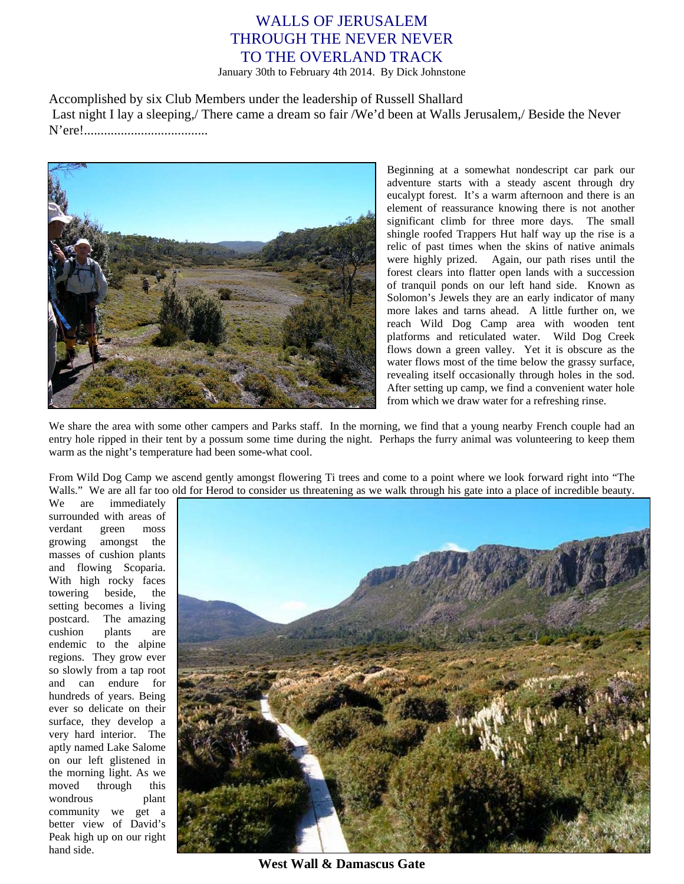# WALLS OF JERUSALEM
# THROUGH THE NEVER NEVER
# TO THE OVERLAND TRACK

January 30th to February 4th 2014. By Dick Johnstone

Accomplished by six Club Members under the leadership of Russell Shallard

Last night I lay a sleeping,/ There came a dream so fair /We'd been at Walls Jerusalem,/ Beside the Never N'ere!.....................................

Beginning at a somewhat nondescript car park our adventure starts with a steady ascent through dry eucalypt forest. It's a warm afternoon and there is an element of reassurance knowing there is not another significant climb for three more days. The small shingle roofed Trappers Hut half way up the rise is a relic of past times when the skins of native animals were highly prized. Again, our path rises until the forest clears into flatter open lands with a succession of tranquil ponds on our left hand side. Known as Solomon's Jewels they are an early indicator of many more lakes and tarns ahead. A little further on, we reach Wild Dog Camp area with wooden tent platforms and reticulated water. Wild Dog Creek flows down a green valley. Yet it is obscure as the water flows most of the time below the grassy surface, revealing itself occasionally through holes in the sod. After setting up camp, we find a convenient water hole from which we draw water for a refreshing rinse.

We share the area with some other campers and Parks staff. In the morning, we find that a young nearby French couple had an entry hole ripped in their tent by a possum some time during the night. Perhaps the furry animal was volunteering to keep them warm as the night's temperature had been some-what cool.

From Wild Dog Camp we ascend gently amongst flowering Ti trees and come to a point where we look forward right into "The Walls." We are all far too old for Herod to consider us threatening as we walk through his gate into a place of incredible beauty. We are immediately surrounded with areas of verdant green moss growing amongst the masses of cushion plants and flowing Scoparia. With high rocky faces towering beside, the setting becomes a living postcard. The amazing cushion plants are endemic to the alpine regions. They grow ever so slowly from a tap root and can endure for hundreds of years. Being ever so delicate on their surface, they develop a very hard interior. The aptly named Lake Salome on our left glistened in the morning light. As we moved through this wondrous plant community we get a better view of David's Peak high up on our right hand side.

**West Wall & Damascus Gate**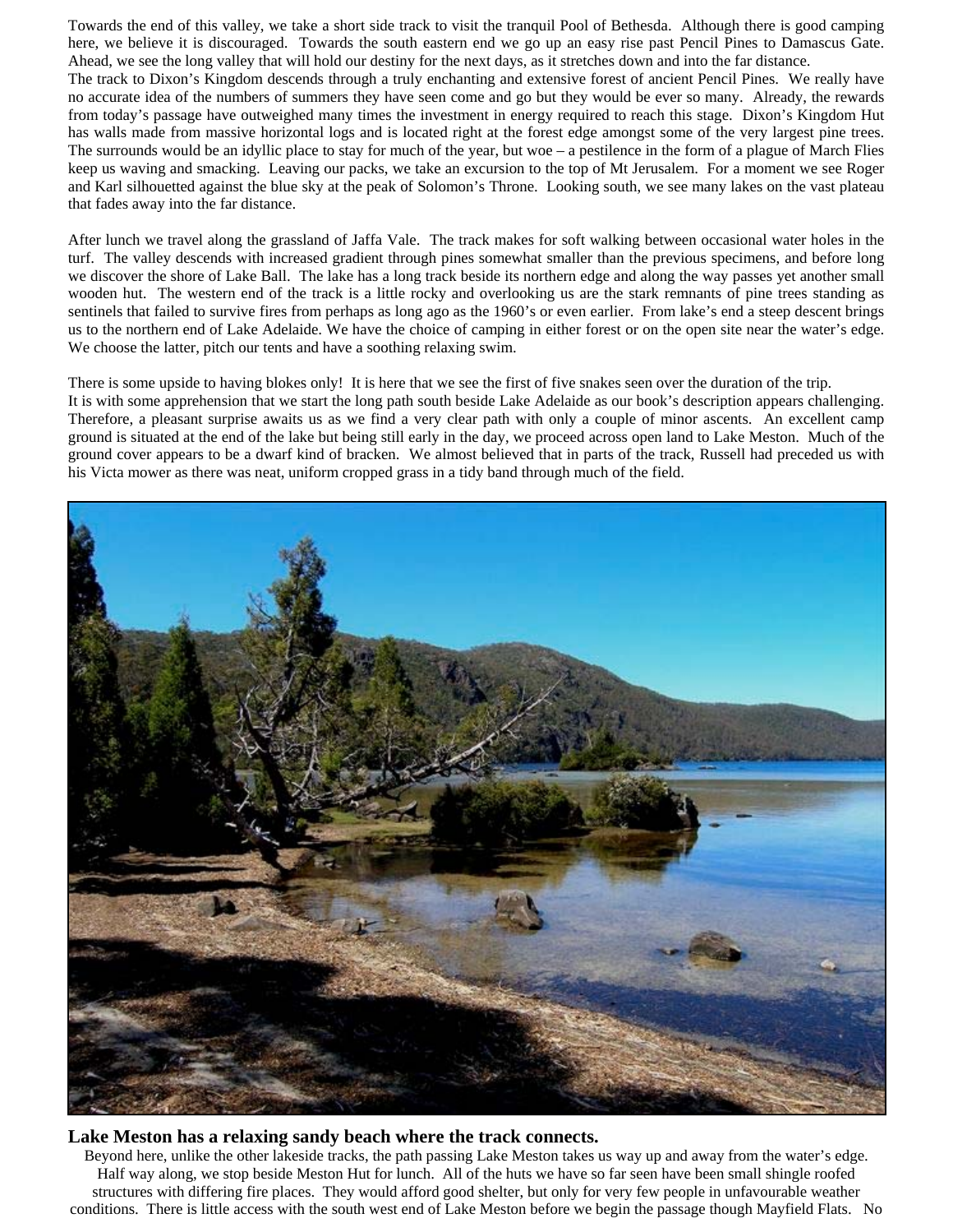Towards the end of this valley, we take a short side track to visit the tranquil Pool of Bethesda. Although there is good camping here, we believe it is discouraged. Towards the south eastern end we go up an easy rise past Pencil Pines to Damascus Gate. Ahead, we see the long valley that will hold our destiny for the next days, as it stretches down and into the far distance.

The track to Dixon's Kingdom descends through a truly enchanting and extensive forest of ancient Pencil Pines. We really have no accurate idea of the numbers of summers they have seen come and go but they would be ever so many. Already, the rewards from today's passage have outweighed many times the investment in energy required to reach this stage. Dixon's Kingdom Hut has walls made from massive horizontal logs and is located right at the forest edge amongst some of the very largest pine trees. The surrounds would be an idyllic place to stay for much of the year, but woe – a pestilence in the form of a plague of March Flies keep us waving and smacking. Leaving our packs, we take an excursion to the top of Mt Jerusalem. For a moment we see Roger and Karl silhouetted against the blue sky at the peak of Solomon's Throne. Looking south, we see many lakes on the vast plateau that fades away into the far distance.

After lunch we travel along the grassland of Jaffa Vale. The track makes for soft walking between occasional water holes in the turf. The valley descends with increased gradient through pines somewhat smaller than the previous specimens, and before long we discover the shore of Lake Ball. The lake has a long track beside its northern edge and along the way passes yet another small wooden hut. The western end of the track is a little rocky and overlooking us are the stark remnants of pine trees standing as sentinels that failed to survive fires from perhaps as long ago as the 1960's or even earlier. From lake's end a steep descent brings us to the northern end of Lake Adelaide. We have the choice of camping in either forest or on the open site near the water's edge. We choose the latter, pitch our tents and have a soothing relaxing swim.

There is some upside to having blokes only! It is here that we see the first of five snakes seen over the duration of the trip.

It is with some apprehension that we start the long path south beside Lake Adelaide as our book's description appears challenging. Therefore, a pleasant surprise awaits us as we find a very clear path with only a couple of minor ascents. An excellent camp ground is situated at the end of the lake but being still early in the day, we proceed across open land to Lake Meston. Much of the ground cover appears to be a dwarf kind of bracken. We almost believed that in parts of the track, Russell had preceded us with his Victa mower as there was neat, uniform cropped grass in a tidy band through much of the field.

**Lake Meston has a relaxing sandy beach where the track connects.**

Beyond here, unlike the other lakeside tracks, the path passing Lake Meston takes us way up and away from the water's edge. Half way along, we stop beside Meston Hut for lunch. All of the huts we have so far seen have been small shingle roofed structures with differing fire places. They would afford good shelter, but only for very few people in unfavourable weather conditions. There is little access with the south west end of Lake Meston before we begin the passage though Mayfield Flats. No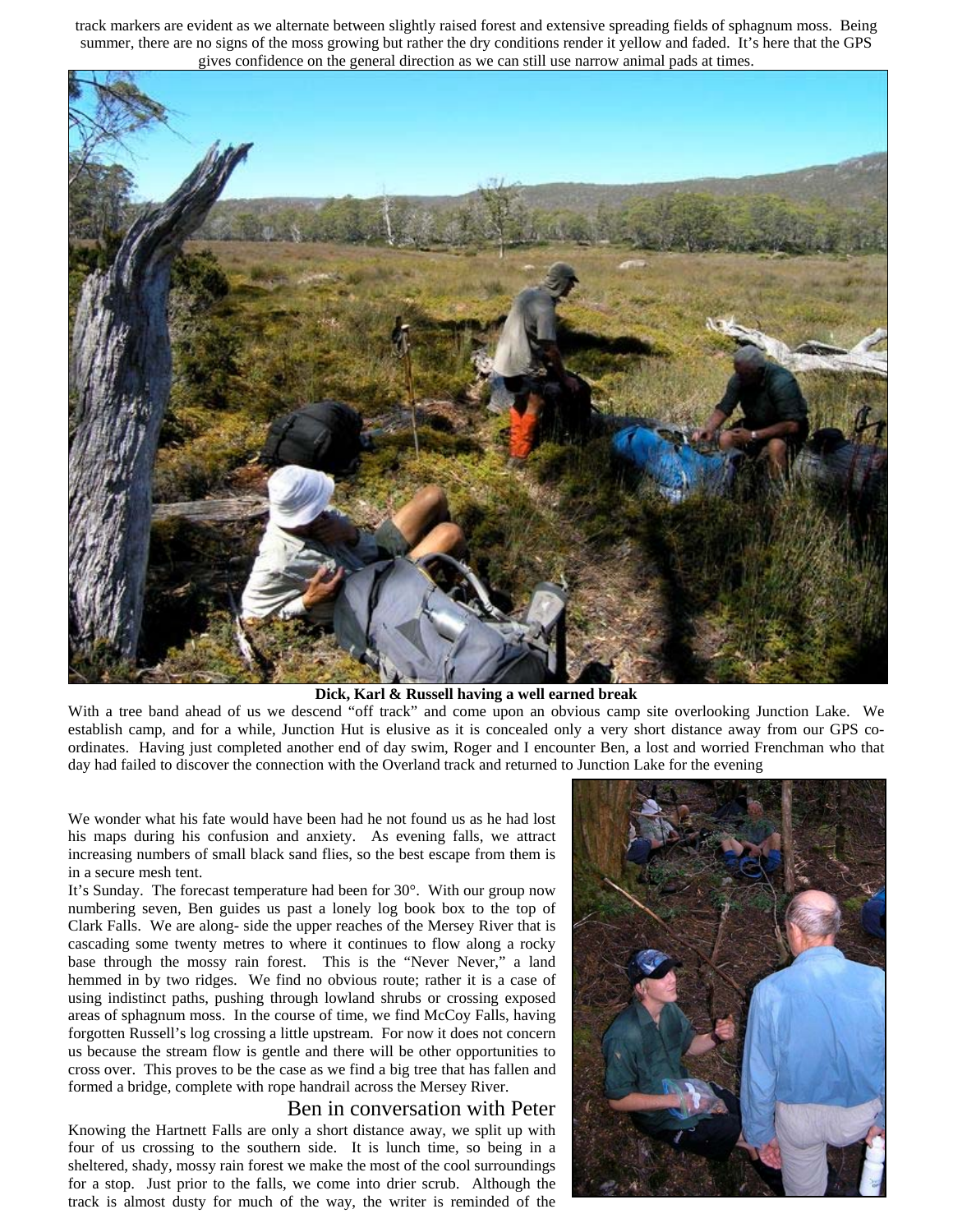track markers are evident as we alternate between slightly raised forest and extensive spreading fields of sphagnum moss. Being summer, there are no signs of the moss growing but rather the dry conditions render it yellow and faded. It's here that the GPS gives confidence on the general direction as we can still use narrow animal pads at times.

**Dick, Karl & Russell having a well earned break**

With a tree band ahead of us we descend "off track" and come upon an obvious camp site overlooking Junction Lake. We establish camp, and for a while, Junction Hut is elusive as it is concealed only a very short distance away from our GPS co-ordinates. Having just completed another end of day swim, Roger and I encounter Ben, a lost and worried Frenchman who that day had failed to discover the connection with the Overland track and returned to Junction Lake for the evening

We wonder what his fate would have been had he not found us as he had lost his maps during his confusion and anxiety. As evening falls, we attract increasing numbers of small black sand flies, so the best escape from them is in a secure mesh tent.

It's Sunday. The forecast temperature had been for 30°. With our group now numbering seven, Ben guides us past a lonely log book box to the top of Clark Falls. We are along- side the upper reaches of the Mersey River that is cascading some twenty metres to where it continues to flow along a rocky base through the mossy rain forest. This is the "Never Never," a land hemmed in by two ridges. We find no obvious route; rather it is a case of using indistinct paths, pushing through lowland shrubs or crossing exposed areas of sphagnum moss. In the course of time, we find McCoy Falls, having forgotten Russell's log crossing a little upstream. For now it does not concern us because the stream flow is gentle and there will be other opportunities to cross over. This proves to be the case as we find a big tree that has fallen and formed a bridge, complete with rope handrail across the Mersey River.

Ben in conversation with Peter

Knowing the Hartnett Falls are only a short distance away, we split up with four of us crossing to the southern side. It is lunch time, so being in a sheltered, shady, mossy rain forest we make the most of the cool surroundings for a stop. Just prior to the falls, we come into drier scrub. Although the track is almost dusty for much of the way, the writer is reminded of the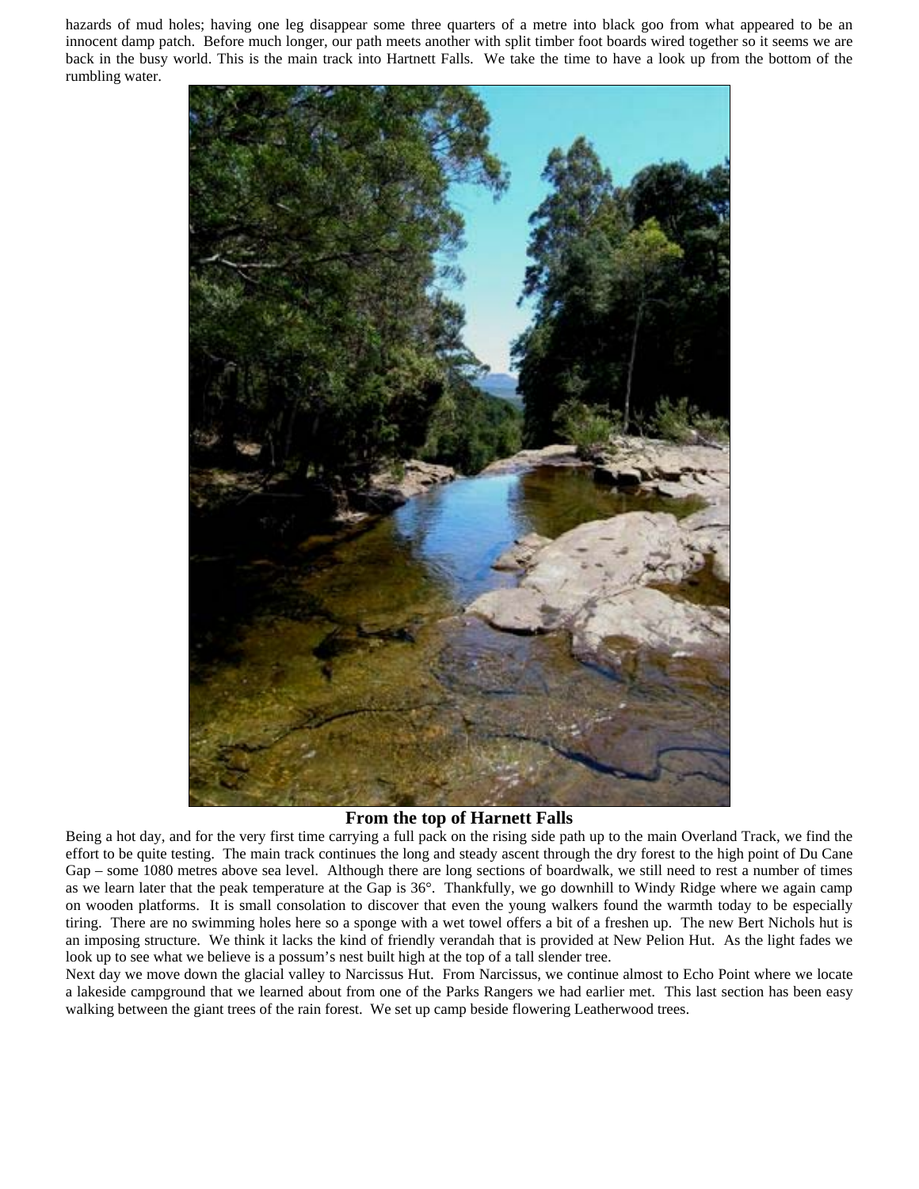hazards of mud holes; having one leg disappear some three quarters of a metre into black goo from what appeared to be an innocent damp patch. Before much longer, our path meets another with split timber foot boards wired together so it seems we are back in the busy world. This is the main track into Hartnett Falls. We take the time to have a look up from the bottom of the rumbling water.

**From the top of Harnett Falls**

Being a hot day, and for the very first time carrying a full pack on the rising side path up to the main Overland Track, we find the effort to be quite testing. The main track continues the long and steady ascent through the dry forest to the high point of Du Cane Gap – some 1080 metres above sea level. Although there are long sections of boardwalk, we still need to rest a number of times as we learn later that the peak temperature at the Gap is 36°. Thankfully, we go downhill to Windy Ridge where we again camp on wooden platforms. It is small consolation to discover that even the young walkers found the warmth today to be especially tiring. There are no swimming holes here so a sponge with a wet towel offers a bit of a freshen up. The new Bert Nichols hut is an imposing structure. We think it lacks the kind of friendly verandah that is provided at New Pelion Hut. As the light fades we look up to see what we believe is a possum's nest built high at the top of a tall slender tree.

Next day we move down the glacial valley to Narcissus Hut. From Narcissus, we continue almost to Echo Point where we locate a lakeside campground that we learned about from one of the Parks Rangers we had earlier met. This last section has been easy walking between the giant trees of the rain forest. We set up camp beside flowering Leatherwood trees.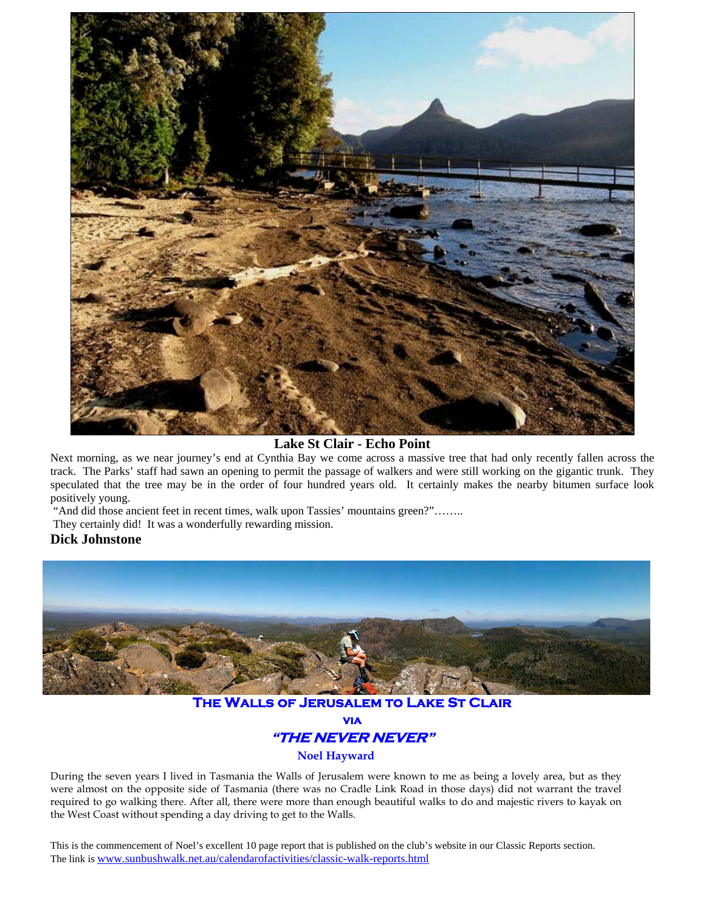**Lake St Clair - Echo Point**

Next morning, as we near journey's end at Cynthia Bay we come across a massive tree that had only recently fallen across the track. The Parks' staff had sawn an opening to permit the passage of walkers and were still working on the gigantic trunk. They speculated that the tree may be in the order of four hundred years old. It certainly makes the nearby bitumen surface look positively young.

"And did those ancient feet in recent times, walk upon Tassies' mountains green?"……..

They certainly did! It was a wonderfully rewarding mission.

**Dick Johnstone**

## The Walls of Jerusalem to Lake St Clair

### via

### *"The Never Never"*

**Noel Hayward**

During the seven years I lived in Tasmania the Walls of Jerusalem were known to me as being a lovely area, but as they were almost on the opposite side of Tasmania (there was no Cradle Link Road in those days) did not warrant the travel required to go walking there. After all, there were more than enough beautiful walks to do and majestic rivers to kayak on the West Coast without spending a day driving to get to the Walls.

This is the commencement of Noel's excellent 10 page report that is published on the club's website in our Classic Reports section. The link is www.sunbushwalk.net.au/calendarofactivities/classic-walk-reports.html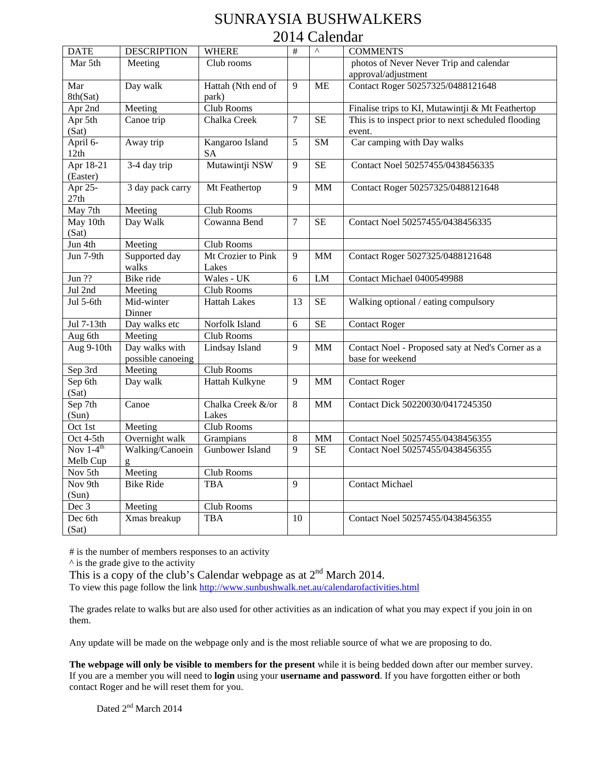# SUNRAYSIA BUSHWALKERS

## 2014 Calendar

| DATE | DESCRIPTION | WHERE | # | ^ | COMMENTS |
|---|---|---|---|---|---|
| Mar 5th | Meeting | Club rooms | | | photos of Never Never Trip and calendar approval/adjustment |
| Mar 8th(Sat) | Day walk | Hattah (Nth end of park) | 9 | ME | Contact Roger 50257325/0488121648 |
| Apr 2nd | Meeting | Club Rooms | | | Finalise trips to KI, Mutawintji & Mt Feathertop |
| Apr 5th (Sat) | Canoe trip | Chalka Creek | 7 | SE | This is to inspect prior to next scheduled flooding event. |
| April 6-12th | Away trip | Kangaroo Island SA | 5 | SM | Car camping with Day walks |
| Apr 18-21 (Easter) | 3-4 day trip | Mutawintji NSW | 9 | SE | Contact Noel 50257455/0438456335 |
| Apr 25-27th | 3 day pack carry | Mt Feathertop | 9 | MM | Contact Roger 50257325/0488121648 |
| May 7th | Meeting | Club Rooms | | | |
| May 10th (Sat) | Day Walk | Cowanna Bend | 7 | SE | Contact Noel 50257455/0438456335 |
| Jun 4th | Meeting | Club Rooms | | | |
| Jun 7-9th | Supported day walks | Mt Crozier to Pink Lakes | 9 | MM | Contact Roger 5027325/0488121648 |
| Jun ?? | Bike ride | Wales - UK | 6 | LM | Contact Michael 0400549988 |
| Jul 2nd | Meeting | Club Rooms | | | |
| Jul 5-6th | Mid-winter Dinner | Hattah Lakes | 13 | SE | Walking optional / eating compulsory |
| Jul 7-13th | Day walks etc | Norfolk Island | 6 | SE | Contact Roger |
| Aug 6th | Meeting | Club Rooms | | | |
| Aug 9-10th | Day walks with possible canoeing | Lindsay Island | 9 | MM | Contact Noel - Proposed saty at Ned's Corner as a base for weekend |
| Sep 3rd | Meeting | Club Rooms | | | |
| Sep 6th (Sat) | Day walk | Hattah Kulkyne | 9 | MM | Contact Roger |
| Sep 7th (Sun) | Canoe | Chalka Creek &/or Lakes | 8 | MM | Contact Dick 50220030/0417245350 |
| Oct 1st | Meeting | Club Rooms | | | |
| Oct 4-5th | Overnight walk | Grampians | 8 | MM | Contact Noel 50257455/0438456355 |
| Nov 1-4th Melb Cup | Walking/Canoeing | Gunbower Island | 9 | SE | Contact Noel 50257455/0438456355 |
| Nov 5th | Meeting | Club Rooms | | | |
| Nov 9th (Sun) | Bike Ride | TBA | 9 | | Contact Michael |
| Dec 3 | Meeting | Club Rooms | | | |
| Dec 6th (Sat) | Xmas breakup | TBA | 10 | | Contact Noel 50257455/0438456355 |

# is the number of members responses to an activity
^ is the grade give to the activity

This is a copy of the club's Calendar webpage as at 2nd March 2014.
To view this page follow the link http://www.sunbushwalk.net.au/calendarofactivities.html

The grades relate to walks but are also used for other activities as an indication of what you may expect if you join in on them.

Any update will be made on the webpage only and is the most reliable source of what we are proposing to do.

**The webpage will only be visible to members for the present** while it is being bedded down after our member survey. If you are a member you will need to **login** using your **username and password**. If you have forgotten either or both contact Roger and he will reset them for you.

Dated 2nd March 2014